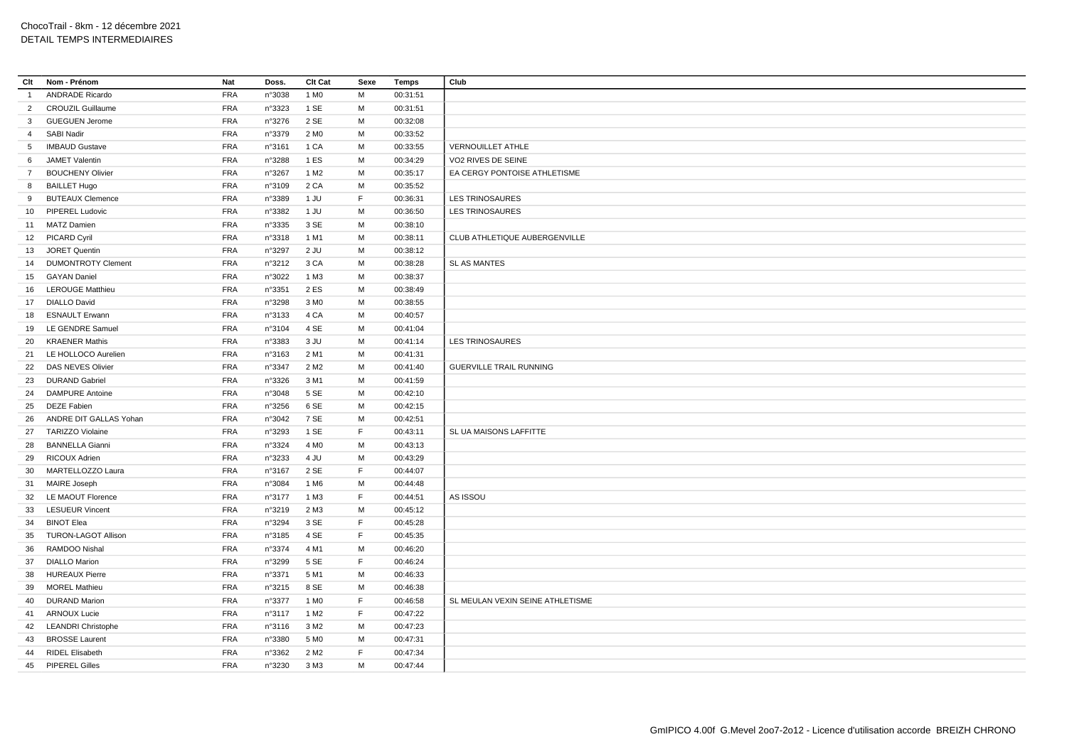ChocoTrail - 8km - 12 décembre 2021
DETAIL TEMPS INTERMEDIAIRES

| Clt | Nom - Prénom | Nat | Doss. | Clt Cat | Sexe | Temps | Club |
|---|---|---|---|---|---|---|---|
| 1 | ANDRADE Ricardo | FRA | n°3038 | 1 M0 | M | 00:31:51 | |
| 2 | CROUZIL Guillaume | FRA | n°3323 | 1 SE | M | 00:31:51 | |
| 3 | GUEGUEN Jerome | FRA | n°3276 | 2 SE | M | 00:32:08 | |
| 4 | SABI Nadir | FRA | n°3379 | 2 M0 | M | 00:33:52 | |
| 5 | IMBAUD Gustave | FRA | n°3161 | 1 CA | M | 00:33:55 | VERNOUILLET ATHLE |
| 6 | JAMET Valentin | FRA | n°3288 | 1 ES | M | 00:34:29 | VO2 RIVES DE SEINE |
| 7 | BOUCHENY Olivier | FRA | n°3267 | 1 M2 | M | 00:35:17 | EA CERGY PONTOISE ATHLETISME |
| 8 | BAILLET Hugo | FRA | n°3109 | 2 CA | M | 00:35:52 | |
| 9 | BUTEAUX Clemence | FRA | n°3389 | 1 JU | F | 00:36:31 | LES TRINOSAURES |
| 10 | PIPEREL Ludovic | FRA | n°3382 | 1 JU | M | 00:36:50 | LES TRINOSAURES |
| 11 | MATZ Damien | FRA | n°3335 | 3 SE | M | 00:38:10 | |
| 12 | PICARD Cyril | FRA | n°3318 | 1 M1 | M | 00:38:11 | CLUB ATHLETIQUE AUBERGENVILLE |
| 13 | JORET Quentin | FRA | n°3297 | 2 JU | M | 00:38:12 | |
| 14 | DUMONTROTY Clement | FRA | n°3212 | 3 CA | M | 00:38:28 | SL AS MANTES |
| 15 | GAYAN Daniel | FRA | n°3022 | 1 M3 | M | 00:38:37 | |
| 16 | LEROUGE Matthieu | FRA | n°3351 | 2 ES | M | 00:38:49 | |
| 17 | DIALLO David | FRA | n°3298 | 3 M0 | M | 00:38:55 | |
| 18 | ESNAULT Erwann | FRA | n°3133 | 4 CA | M | 00:40:57 | |
| 19 | LE GENDRE Samuel | FRA | n°3104 | 4 SE | M | 00:41:04 | |
| 20 | KRAENER Mathis | FRA | n°3383 | 3 JU | M | 00:41:14 | LES TRINOSAURES |
| 21 | LE HOLLOCO Aurelien | FRA | n°3163 | 2 M1 | M | 00:41:31 | |
| 22 | DAS NEVES Olivier | FRA | n°3347 | 2 M2 | M | 00:41:40 | GUERVILLE TRAIL RUNNING |
| 23 | DURAND Gabriel | FRA | n°3326 | 3 M1 | M | 00:41:59 | |
| 24 | DAMPURE Antoine | FRA | n°3048 | 5 SE | M | 00:42:10 | |
| 25 | DEZE Fabien | FRA | n°3256 | 6 SE | M | 00:42:15 | |
| 26 | ANDRE DIT GALLAS Yohan | FRA | n°3042 | 7 SE | M | 00:42:51 | |
| 27 | TARIZZO Violaine | FRA | n°3293 | 1 SE | F | 00:43:11 | SL UA MAISONS LAFFITTE |
| 28 | BANNELLA Gianni | FRA | n°3324 | 4 M0 | M | 00:43:13 | |
| 29 | RICOUX Adrien | FRA | n°3233 | 4 JU | M | 00:43:29 | |
| 30 | MARTELLOZZO Laura | FRA | n°3167 | 2 SE | F | 00:44:07 | |
| 31 | MAIRE Joseph | FRA | n°3084 | 1 M6 | M | 00:44:48 | |
| 32 | LE MAOUT Florence | FRA | n°3177 | 1 M3 | F | 00:44:51 | AS ISSOU |
| 33 | LESUEUR Vincent | FRA | n°3219 | 2 M3 | M | 00:45:12 | |
| 34 | BINOT Elea | FRA | n°3294 | 3 SE | F | 00:45:28 | |
| 35 | TURON-LAGOT Allison | FRA | n°3185 | 4 SE | F | 00:45:35 | |
| 36 | RAMDOO Nishal | FRA | n°3374 | 4 M1 | M | 00:46:20 | |
| 37 | DIALLO Marion | FRA | n°3299 | 5 SE | F | 00:46:24 | |
| 38 | HUREAUX Pierre | FRA | n°3371 | 5 M1 | M | 00:46:33 | |
| 39 | MOREL Mathieu | FRA | n°3215 | 8 SE | M | 00:46:38 | |
| 40 | DURAND Marion | FRA | n°3377 | 1 M0 | F | 00:46:58 | SL MEULAN VEXIN SEINE ATHLETISME |
| 41 | ARNOUX Lucie | FRA | n°3117 | 1 M2 | F | 00:47:22 | |
| 42 | LEANDRI Christophe | FRA | n°3116 | 3 M2 | M | 00:47:23 | |
| 43 | BROSSE Laurent | FRA | n°3380 | 5 M0 | M | 00:47:31 | |
| 44 | RIDEL Elisabeth | FRA | n°3362 | 2 M2 | F | 00:47:34 | |
| 45 | PIPEREL Gilles | FRA | n°3230 | 3 M3 | M | 00:47:44 | |

GmIPICO 4.00f G.Mevel 2oo7-2o12 - Licence d'utilisation accorde BREIZH CHRONO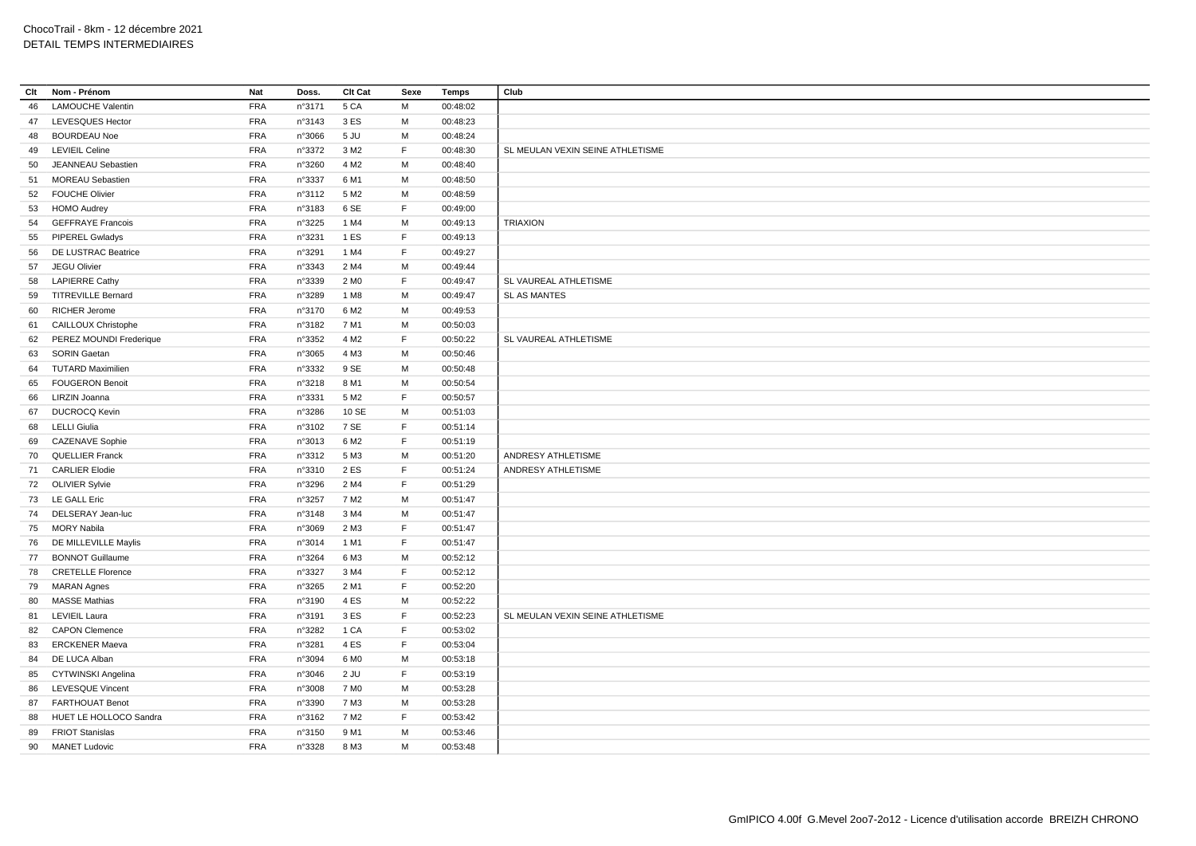ChocoTrail - 8km - 12 décembre 2021
DETAIL TEMPS INTERMEDIAIRES

| Clt | Nom - Prénom | Nat | Doss. | Clt Cat | Sexe | Temps | Club |
|---|---|---|---|---|---|---|---|
| 46 | LAMOUCHE Valentin | FRA | n°3171 | 5 CA | M | 00:48:02 | |
| 47 | LEVESQUES Hector | FRA | n°3143 | 3 ES | M | 00:48:23 | |
| 48 | BOURDEAU Noe | FRA | n°3066 | 5 JU | M | 00:48:24 | |
| 49 | LEVIEIL Celine | FRA | n°3372 | 3 M2 | F | 00:48:30 | SL MEULAN VEXIN SEINE ATHLETISME |
| 50 | JEANNEAU Sebastien | FRA | n°3260 | 4 M2 | M | 00:48:40 | |
| 51 | MOREAU Sebastien | FRA | n°3337 | 6 M1 | M | 00:48:50 | |
| 52 | FOUCHE Olivier | FRA | n°3112 | 5 M2 | M | 00:48:59 | |
| 53 | HOMO Audrey | FRA | n°3183 | 6 SE | F | 00:49:00 | |
| 54 | GEFFRAYE Francois | FRA | n°3225 | 1 M4 | M | 00:49:13 | TRIAXION |
| 55 | PIPEREL Gwladys | FRA | n°3231 | 1 ES | F | 00:49:13 | |
| 56 | DE LUSTRAC Beatrice | FRA | n°3291 | 1 M4 | F | 00:49:27 | |
| 57 | JEGU Olivier | FRA | n°3343 | 2 M4 | M | 00:49:44 | |
| 58 | LAPIERRE Cathy | FRA | n°3339 | 2 M0 | F | 00:49:47 | SL VAUREAL ATHLETISME |
| 59 | TITREVILLE Bernard | FRA | n°3289 | 1 M8 | M | 00:49:47 | SL AS MANTES |
| 60 | RICHER Jerome | FRA | n°3170 | 6 M2 | M | 00:49:53 | |
| 61 | CAILLOUX Christophe | FRA | n°3182 | 7 M1 | M | 00:50:03 | |
| 62 | PEREZ MOUNDI Frederique | FRA | n°3352 | 4 M2 | F | 00:50:22 | SL VAUREAL ATHLETISME |
| 63 | SORIN Gaetan | FRA | n°3065 | 4 M3 | M | 00:50:46 | |
| 64 | TUTARD Maximilien | FRA | n°3332 | 9 SE | M | 00:50:48 | |
| 65 | FOUGERON Benoit | FRA | n°3218 | 8 M1 | M | 00:50:54 | |
| 66 | LIRZIN Joanna | FRA | n°3331 | 5 M2 | F | 00:50:57 | |
| 67 | DUCROCQ Kevin | FRA | n°3286 | 10 SE | M | 00:51:03 | |
| 68 | LELLI Giulia | FRA | n°3102 | 7 SE | F | 00:51:14 | |
| 69 | CAZENAVE Sophie | FRA | n°3013 | 6 M2 | F | 00:51:19 | |
| 70 | QUELLIER Franck | FRA | n°3312 | 5 M3 | M | 00:51:20 | ANDRESY ATHLETISME |
| 71 | CARLIER Elodie | FRA | n°3310 | 2 ES | F | 00:51:24 | ANDRESY ATHLETISME |
| 72 | OLIVIER Sylvie | FRA | n°3296 | 2 M4 | F | 00:51:29 | |
| 73 | LE GALL Eric | FRA | n°3257 | 7 M2 | M | 00:51:47 | |
| 74 | DELSERAY Jean-luc | FRA | n°3148 | 3 M4 | M | 00:51:47 | |
| 75 | MORY Nabila | FRA | n°3069 | 2 M3 | F | 00:51:47 | |
| 76 | DE MILLEVILLE Maylis | FRA | n°3014 | 1 M1 | F | 00:51:47 | |
| 77 | BONNOT Guillaume | FRA | n°3264 | 6 M3 | M | 00:52:12 | |
| 78 | CRETELLE Florence | FRA | n°3327 | 3 M4 | F | 00:52:12 | |
| 79 | MARAN Agnes | FRA | n°3265 | 2 M1 | F | 00:52:20 | |
| 80 | MASSE Mathias | FRA | n°3190 | 4 ES | M | 00:52:22 | |
| 81 | LEVIEIL Laura | FRA | n°3191 | 3 ES | F | 00:52:23 | SL MEULAN VEXIN SEINE ATHLETISME |
| 82 | CAPON Clemence | FRA | n°3282 | 1 CA | F | 00:53:02 | |
| 83 | ERCKENER Maeva | FRA | n°3281 | 4 ES | F | 00:53:04 | |
| 84 | DE LUCA Alban | FRA | n°3094 | 6 M0 | M | 00:53:18 | |
| 85 | CYTWINSKI Angelina | FRA | n°3046 | 2 JU | F | 00:53:19 | |
| 86 | LEVESQUE Vincent | FRA | n°3008 | 7 M0 | M | 00:53:28 | |
| 87 | FARTHOUAT Benot | FRA | n°3390 | 7 M3 | M | 00:53:28 | |
| 88 | HUET LE HOLLOCO Sandra | FRA | n°3162 | 7 M2 | F | 00:53:42 | |
| 89 | FRIOT Stanislas | FRA | n°3150 | 9 M1 | M | 00:53:46 | |
| 90 | MANET Ludovic | FRA | n°3328 | 8 M3 | M | 00:53:48 | |

GmIPICO 4.00f G.Mevel 2oo7-2o12 - Licence d'utilisation accorde BREIZH CHRONO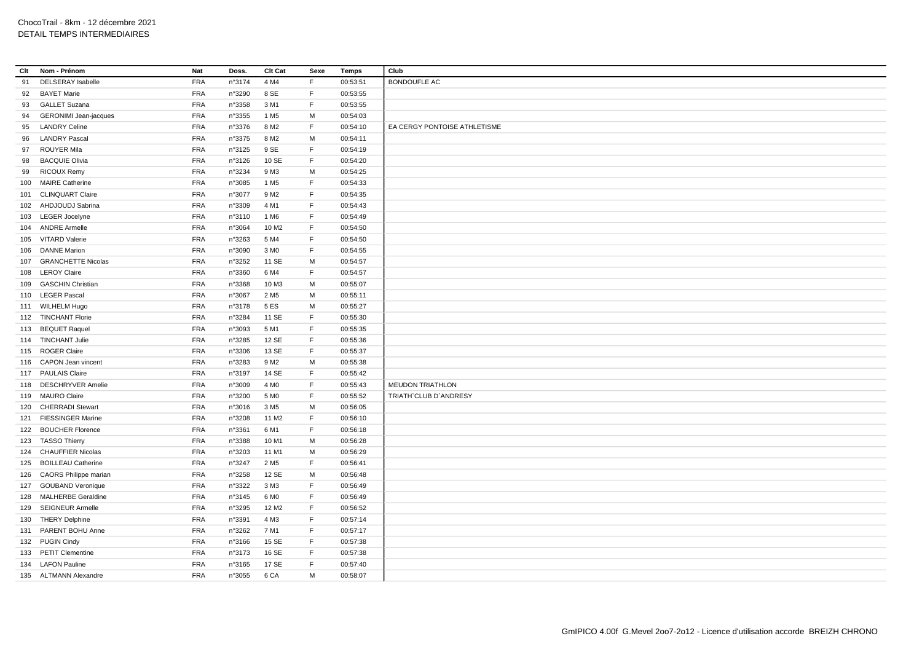ChocoTrail - 8km - 12 décembre 2021
DETAIL TEMPS INTERMEDIAIRES

| Clt | Nom - Prénom | Nat | Doss. | Clt Cat | Sexe | Temps | Club |
|---|---|---|---|---|---|---|---|
| 91 | DELSERAY Isabelle | FRA | n°3174 | 4 M4 | F | 00:53:51 | BONDOUFLE AC |
| 92 | BAYET Marie | FRA | n°3290 | 8 SE | F | 00:53:55 | |
| 93 | GALLET Suzana | FRA | n°3358 | 3 M1 | F | 00:53:55 | |
| 94 | GERONIMI Jean-jacques | FRA | n°3355 | 1 M5 | M | 00:54:03 | |
| 95 | LANDRY Celine | FRA | n°3376 | 8 M2 | F | 00:54:10 | EA CERGY PONTOISE ATHLETISME |
| 96 | LANDRY Pascal | FRA | n°3375 | 8 M2 | M | 00:54:11 | |
| 97 | ROUYER Mila | FRA | n°3125 | 9 SE | F | 00:54:19 | |
| 98 | BACQUIE Olivia | FRA | n°3126 | 10 SE | F | 00:54:20 | |
| 99 | RICOUX Remy | FRA | n°3234 | 9 M3 | M | 00:54:25 | |
| 100 | MAIRE Catherine | FRA | n°3085 | 1 M5 | F | 00:54:33 | |
| 101 | CLINQUART Claire | FRA | n°3077 | 9 M2 | F | 00:54:35 | |
| 102 | AHDJOUDJ Sabrina | FRA | n°3309 | 4 M1 | F | 00:54:43 | |
| 103 | LEGER Jocelyne | FRA | n°3110 | 1 M6 | F | 00:54:49 | |
| 104 | ANDRE Armelle | FRA | n°3064 | 10 M2 | F | 00:54:50 | |
| 105 | VITARD Valerie | FRA | n°3263 | 5 M4 | F | 00:54:50 | |
| 106 | DANNE Marion | FRA | n°3090 | 3 M0 | F | 00:54:55 | |
| 107 | GRANCHETTE Nicolas | FRA | n°3252 | 11 SE | M | 00:54:57 | |
| 108 | LEROY Claire | FRA | n°3360 | 6 M4 | F | 00:54:57 | |
| 109 | GASCHIN Christian | FRA | n°3368 | 10 M3 | M | 00:55:07 | |
| 110 | LEGER Pascal | FRA | n°3067 | 2 M5 | M | 00:55:11 | |
| 111 | WILHELM Hugo | FRA | n°3178 | 5 ES | M | 00:55:27 | |
| 112 | TINCHANT Florie | FRA | n°3284 | 11 SE | F | 00:55:30 | |
| 113 | BEQUET Raquel | FRA | n°3093 | 5 M1 | F | 00:55:35 | |
| 114 | TINCHANT Julie | FRA | n°3285 | 12 SE | F | 00:55:36 | |
| 115 | ROGER Claire | FRA | n°3306 | 13 SE | F | 00:55:37 | |
| 116 | CAPON Jean vincent | FRA | n°3283 | 9 M2 | M | 00:55:38 | |
| 117 | PAULAIS Claire | FRA | n°3197 | 14 SE | F | 00:55:42 | |
| 118 | DESCHRYVER Amelie | FRA | n°3009 | 4 M0 | F | 00:55:43 | MEUDON TRIATHLON |
| 119 | MAURO Claire | FRA | n°3200 | 5 M0 | F | 00:55:52 | TRIATH`CLUB D`ANDRESY |
| 120 | CHERRADI Stewart | FRA | n°3016 | 3 M5 | M | 00:56:05 | |
| 121 | FIESSINGER Marine | FRA | n°3208 | 11 M2 | F | 00:56:10 | |
| 122 | BOUCHER Florence | FRA | n°3361 | 6 M1 | F | 00:56:18 | |
| 123 | TASSO Thierry | FRA | n°3388 | 10 M1 | M | 00:56:28 | |
| 124 | CHAUFFIER Nicolas | FRA | n°3203 | 11 M1 | M | 00:56:29 | |
| 125 | BOILLEAU Catherine | FRA | n°3247 | 2 M5 | F | 00:56:41 | |
| 126 | CAORS Philippe marian | FRA | n°3258 | 12 SE | M | 00:56:48 | |
| 127 | GOUBAND Veronique | FRA | n°3322 | 3 M3 | F | 00:56:49 | |
| 128 | MALHERBE Geraldine | FRA | n°3145 | 6 M0 | F | 00:56:49 | |
| 129 | SEIGNEUR Armelle | FRA | n°3295 | 12 M2 | F | 00:56:52 | |
| 130 | THERY Delphine | FRA | n°3391 | 4 M3 | F | 00:57:14 | |
| 131 | PARENT BOHU Anne | FRA | n°3262 | 7 M1 | F | 00:57:17 | |
| 132 | PUGIN Cindy | FRA | n°3166 | 15 SE | F | 00:57:38 | |
| 133 | PETIT Clementine | FRA | n°3173 | 16 SE | F | 00:57:38 | |
| 134 | LAFON Pauline | FRA | n°3165 | 17 SE | F | 00:57:40 | |
| 135 | ALTMANN Alexandre | FRA | n°3055 | 6 CA | M | 00:58:07 | |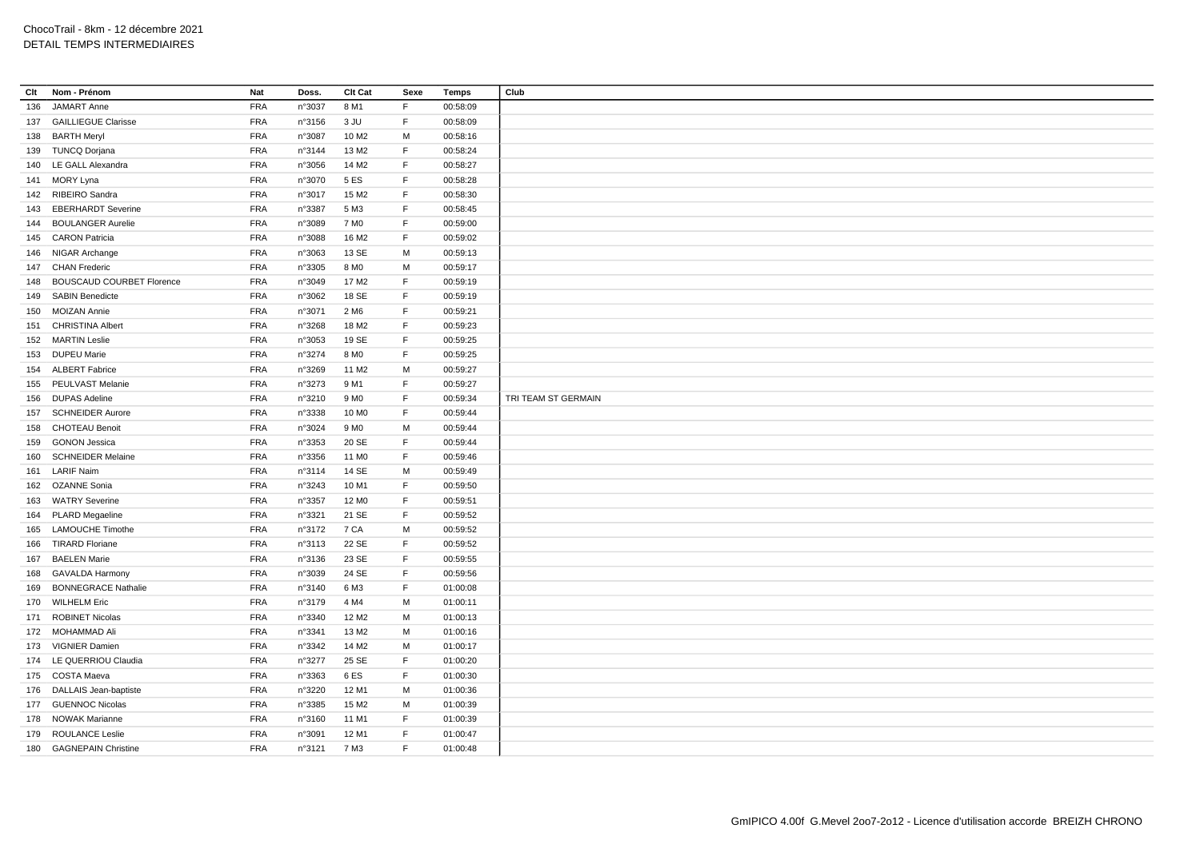ChocoTrail - 8km - 12 décembre 2021
DETAIL TEMPS INTERMEDIAIRES

| Clt | Nom - Prénom | Nat | Doss. | Clt Cat | Sexe | Temps | Club |
|---|---|---|---|---|---|---|---|
| 136 | JAMART Anne | FRA | n°3037 | 8 M1 | F | 00:58:09 | |
| 137 | GAILLIEGUE Clarisse | FRA | n°3156 | 3 JU | F | 00:58:09 | |
| 138 | BARTH Meryl | FRA | n°3087 | 10 M2 | M | 00:58:16 | |
| 139 | TUNCQ Dorjana | FRA | n°3144 | 13 M2 | F | 00:58:24 | |
| 140 | LE GALL Alexandra | FRA | n°3056 | 14 M2 | F | 00:58:27 | |
| 141 | MORY Lyna | FRA | n°3070 | 5 ES | F | 00:58:28 | |
| 142 | RIBEIRO Sandra | FRA | n°3017 | 15 M2 | F | 00:58:30 | |
| 143 | EBERHARDT Severine | FRA | n°3387 | 5 M3 | F | 00:58:45 | |
| 144 | BOULANGER Aurelie | FRA | n°3089 | 7 M0 | F | 00:59:00 | |
| 145 | CARON Patricia | FRA | n°3088 | 16 M2 | F | 00:59:02 | |
| 146 | NIGAR Archange | FRA | n°3063 | 13 SE | M | 00:59:13 | |
| 147 | CHAN Frederic | FRA | n°3305 | 8 M0 | M | 00:59:17 | |
| 148 | BOUSCAUD COURBET Florence | FRA | n°3049 | 17 M2 | F | 00:59:19 | |
| 149 | SABIN Benedicte | FRA | n°3062 | 18 SE | F | 00:59:19 | |
| 150 | MOIZAN Annie | FRA | n°3071 | 2 M6 | F | 00:59:21 | |
| 151 | CHRISTINA Albert | FRA | n°3268 | 18 M2 | F | 00:59:23 | |
| 152 | MARTIN Leslie | FRA | n°3053 | 19 SE | F | 00:59:25 | |
| 153 | DUPEU Marie | FRA | n°3274 | 8 M0 | F | 00:59:25 | |
| 154 | ALBERT Fabrice | FRA | n°3269 | 11 M2 | M | 00:59:27 | |
| 155 | PEULVAST Melanie | FRA | n°3273 | 9 M1 | F | 00:59:27 | |
| 156 | DUPAS Adeline | FRA | n°3210 | 9 M0 | F | 00:59:34 | TRI TEAM ST GERMAIN |
| 157 | SCHNEIDER Aurore | FRA | n°3338 | 10 M0 | F | 00:59:44 | |
| 158 | CHOTEAU Benoit | FRA | n°3024 | 9 M0 | M | 00:59:44 | |
| 159 | GONON Jessica | FRA | n°3353 | 20 SE | F | 00:59:44 | |
| 160 | SCHNEIDER Melaine | FRA | n°3356 | 11 M0 | F | 00:59:46 | |
| 161 | LARIF Naim | FRA | n°3114 | 14 SE | M | 00:59:49 | |
| 162 | OZANNE Sonia | FRA | n°3243 | 10 M1 | F | 00:59:50 | |
| 163 | WATRY Severine | FRA | n°3357 | 12 M0 | F | 00:59:51 | |
| 164 | PLARD Megaeline | FRA | n°3321 | 21 SE | F | 00:59:52 | |
| 165 | LAMOUCHE Timothe | FRA | n°3172 | 7 CA | M | 00:59:52 | |
| 166 | TIRARD Floriane | FRA | n°3113 | 22 SE | F | 00:59:52 | |
| 167 | BAELEN Marie | FRA | n°3136 | 23 SE | F | 00:59:55 | |
| 168 | GAVALDA Harmony | FRA | n°3039 | 24 SE | F | 00:59:56 | |
| 169 | BONNEGRACE Nathalie | FRA | n°3140 | 6 M3 | F | 01:00:08 | |
| 170 | WILHELM Eric | FRA | n°3179 | 4 M4 | M | 01:00:11 | |
| 171 | ROBINET Nicolas | FRA | n°3340 | 12 M2 | M | 01:00:13 | |
| 172 | MOHAMMAD Ali | FRA | n°3341 | 13 M2 | M | 01:00:16 | |
| 173 | VIGNIER Damien | FRA | n°3342 | 14 M2 | M | 01:00:17 | |
| 174 | LE QUERRIOU Claudia | FRA | n°3277 | 25 SE | F | 01:00:20 | |
| 175 | COSTA Maeva | FRA | n°3363 | 6 ES | F | 01:00:30 | |
| 176 | DALLAIS Jean-baptiste | FRA | n°3220 | 12 M1 | M | 01:00:36 | |
| 177 | GUENNOC Nicolas | FRA | n°3385 | 15 M2 | M | 01:00:39 | |
| 178 | NOWAK Marianne | FRA | n°3160 | 11 M1 | F | 01:00:39 | |
| 179 | ROULANCE Leslie | FRA | n°3091 | 12 M1 | F | 01:00:47 | |
| 180 | GAGNEPAIN Christine | FRA | n°3121 | 7 M3 | F | 01:00:48 | |

GmIPICO 4.00f G.Mevel 2oo7-2o12 - Licence d'utilisation accorde BREIZH CHRONO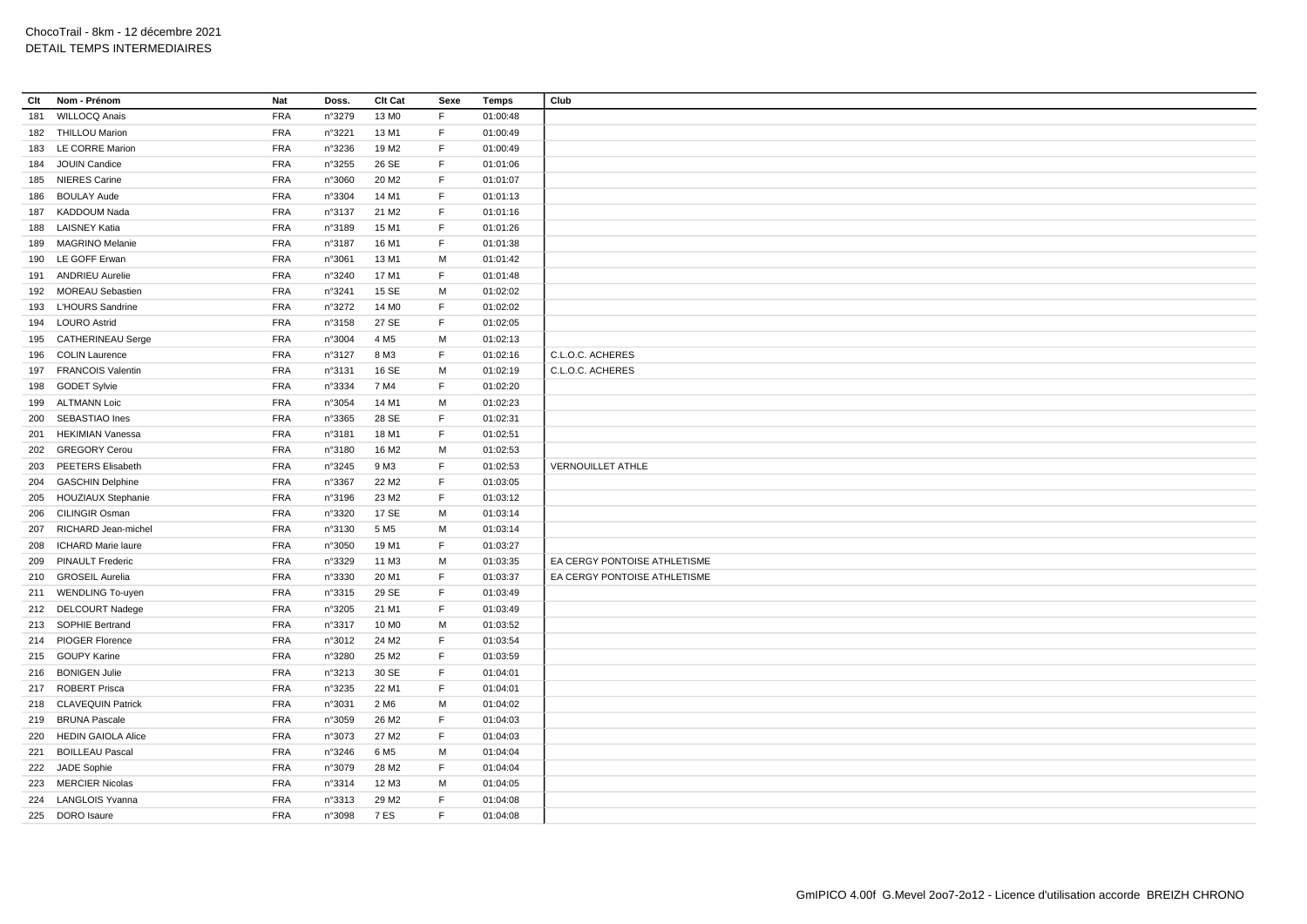ChocoTrail - 8km - 12 décembre 2021
DETAIL TEMPS INTERMEDIAIRES

| Clt | Nom - Prénom | Nat | Doss. | Clt Cat | Sexe | Temps | Club |
|---|---|---|---|---|---|---|---|
| 181 | WILLOCQ Anais | FRA | n°3279 | 13 M0 | F | 01:00:48 | |
| 182 | THILLOU Marion | FRA | n°3221 | 13 M1 | F | 01:00:49 | |
| 183 | LE CORRE Marion | FRA | n°3236 | 19 M2 | F | 01:00:49 | |
| 184 | JOUIN Candice | FRA | n°3255 | 26 SE | F | 01:01:06 | |
| 185 | NIERES Carine | FRA | n°3060 | 20 M2 | F | 01:01:07 | |
| 186 | BOULAY Aude | FRA | n°3304 | 14 M1 | F | 01:01:13 | |
| 187 | KADDOUM Nada | FRA | n°3137 | 21 M2 | F | 01:01:16 | |
| 188 | LAISNEY Katia | FRA | n°3189 | 15 M1 | F | 01:01:26 | |
| 189 | MAGRINO Melanie | FRA | n°3187 | 16 M1 | F | 01:01:38 | |
| 190 | LE GOFF Erwan | FRA | n°3061 | 13 M1 | M | 01:01:42 | |
| 191 | ANDRIEU Aurelie | FRA | n°3240 | 17 M1 | F | 01:01:48 | |
| 192 | MOREAU Sebastien | FRA | n°3241 | 15 SE | M | 01:02:02 | |
| 193 | L'HOURS Sandrine | FRA | n°3272 | 14 M0 | F | 01:02:02 | |
| 194 | LOURO Astrid | FRA | n°3158 | 27 SE | F | 01:02:05 | |
| 195 | CATHERINEAU Serge | FRA | n°3004 | 4 M5 | M | 01:02:13 | |
| 196 | COLIN Laurence | FRA | n°3127 | 8 M3 | F | 01:02:16 | C.L.O.C. ACHERES |
| 197 | FRANCOIS Valentin | FRA | n°3131 | 16 SE | M | 01:02:19 | C.L.O.C. ACHERES |
| 198 | GODET Sylvie | FRA | n°3334 | 7 M4 | F | 01:02:20 | |
| 199 | ALTMANN Loic | FRA | n°3054 | 14 M1 | M | 01:02:23 | |
| 200 | SEBASTIAO Ines | FRA | n°3365 | 28 SE | F | 01:02:31 | |
| 201 | HEKIMIAN Vanessa | FRA | n°3181 | 18 M1 | F | 01:02:51 | |
| 202 | GREGORY Cerou | FRA | n°3180 | 16 M2 | M | 01:02:53 | |
| 203 | PEETERS Elisabeth | FRA | n°3245 | 9 M3 | F | 01:02:53 | VERNOUILLET ATHLE |
| 204 | GASCHIN Delphine | FRA | n°3367 | 22 M2 | F | 01:03:05 | |
| 205 | HOUZIAUX Stephanie | FRA | n°3196 | 23 M2 | F | 01:03:12 | |
| 206 | CILINGIR Osman | FRA | n°3320 | 17 SE | M | 01:03:14 | |
| 207 | RICHARD Jean-michel | FRA | n°3130 | 5 M5 | M | 01:03:14 | |
| 208 | ICHARD Marie laure | FRA | n°3050 | 19 M1 | F | 01:03:27 | |
| 209 | PINAULT Frederic | FRA | n°3329 | 11 M3 | M | 01:03:35 | EA CERGY PONTOISE ATHLETISME |
| 210 | GROSEIL Aurelia | FRA | n°3330 | 20 M1 | F | 01:03:37 | EA CERGY PONTOISE ATHLETISME |
| 211 | WENDLING To-uyen | FRA | n°3315 | 29 SE | F | 01:03:49 | |
| 212 | DELCOURT Nadege | FRA | n°3205 | 21 M1 | F | 01:03:49 | |
| 213 | SOPHIE Bertrand | FRA | n°3317 | 10 M0 | M | 01:03:52 | |
| 214 | PIOGER Florence | FRA | n°3012 | 24 M2 | F | 01:03:54 | |
| 215 | GOUPY Karine | FRA | n°3280 | 25 M2 | F | 01:03:59 | |
| 216 | BONIGEN Julie | FRA | n°3213 | 30 SE | F | 01:04:01 | |
| 217 | ROBERT Prisca | FRA | n°3235 | 22 M1 | F | 01:04:01 | |
| 218 | CLAVEQUIN Patrick | FRA | n°3031 | 2 M6 | M | 01:04:02 | |
| 219 | BRUNA Pascale | FRA | n°3059 | 26 M2 | F | 01:04:03 | |
| 220 | HEDIN GAIOLA Alice | FRA | n°3073 | 27 M2 | F | 01:04:03 | |
| 221 | BOILLEAU Pascal | FRA | n°3246 | 6 M5 | M | 01:04:04 | |
| 222 | JADE Sophie | FRA | n°3079 | 28 M2 | F | 01:04:04 | |
| 223 | MERCIER Nicolas | FRA | n°3314 | 12 M3 | M | 01:04:05 | |
| 224 | LANGLOIS Yvanna | FRA | n°3313 | 29 M2 | F | 01:04:08 | |
| 225 | DORO Isaure | FRA | n°3098 | 7 ES | F | 01:04:08 | |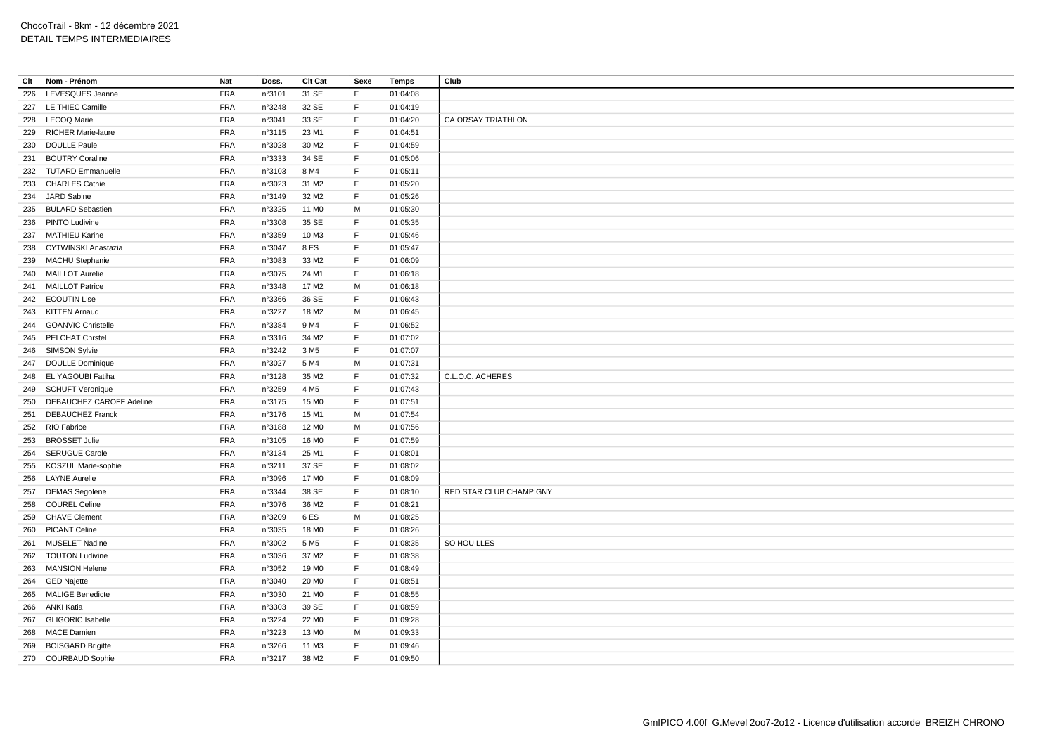| Clt | Nom - Prénom | Nat | Doss. | Clt Cat | Sexe | Temps | Club |
|---|---|---|---|---|---|---|---|
| 226 | LEVESQUES Jeanne | FRA | n°3101 | 31 SE | F | 01:04:08 | |
| 227 | LE THIEC Camille | FRA | n°3248 | 32 SE | F | 01:04:19 | |
| 228 | LECOQ Marie | FRA | n°3041 | 33 SE | F | 01:04:20 | CA ORSAY TRIATHLON |
| 229 | RICHER Marie-laure | FRA | n°3115 | 23 M1 | F | 01:04:51 | |
| 230 | DOULLE Paule | FRA | n°3028 | 30 M2 | F | 01:04:59 | |
| 231 | BOUTRY Coraline | FRA | n°3333 | 34 SE | F | 01:05:06 | |
| 232 | TUTARD Emmanuelle | FRA | n°3103 | 8 M4 | F | 01:05:11 | |
| 233 | CHARLES Cathie | FRA | n°3023 | 31 M2 | F | 01:05:20 | |
| 234 | JARD Sabine | FRA | n°3149 | 32 M2 | F | 01:05:26 | |
| 235 | BULARD Sebastien | FRA | n°3325 | 11 M0 | M | 01:05:30 | |
| 236 | PINTO Ludivine | FRA | n°3308 | 35 SE | F | 01:05:35 | |
| 237 | MATHIEU Karine | FRA | n°3359 | 10 M3 | F | 01:05:46 | |
| 238 | CYTWINSKI Anastazia | FRA | n°3047 | 8 ES | F | 01:05:47 | |
| 239 | MACHU Stephanie | FRA | n°3083 | 33 M2 | F | 01:06:09 | |
| 240 | MAILLOT Aurelie | FRA | n°3075 | 24 M1 | F | 01:06:18 | |
| 241 | MAILLOT Patrice | FRA | n°3348 | 17 M2 | M | 01:06:18 | |
| 242 | ECOUTIN Lise | FRA | n°3366 | 36 SE | F | 01:06:43 | |
| 243 | KITTEN Arnaud | FRA | n°3227 | 18 M2 | M | 01:06:45 | |
| 244 | GOANVIC Christelle | FRA | n°3384 | 9 M4 | F | 01:06:52 | |
| 245 | PELCHAT Chrstel | FRA | n°3316 | 34 M2 | F | 01:07:02 | |
| 246 | SIMSON Sylvie | FRA | n°3242 | 3 M5 | F | 01:07:07 | |
| 247 | DOULLE Dominique | FRA | n°3027 | 5 M4 | M | 01:07:31 | |
| 248 | EL YAGOUBI Fatiha | FRA | n°3128 | 35 M2 | F | 01:07:32 | C.L.O.C. ACHERES |
| 249 | SCHUFT Veronique | FRA | n°3259 | 4 M5 | F | 01:07:43 | |
| 250 | DEBAUCHEZ CAROFF Adeline | FRA | n°3175 | 15 M0 | F | 01:07:51 | |
| 251 | DEBAUCHEZ Franck | FRA | n°3176 | 15 M1 | M | 01:07:54 | |
| 252 | RIO Fabrice | FRA | n°3188 | 12 M0 | M | 01:07:56 | |
| 253 | BROSSET Julie | FRA | n°3105 | 16 M0 | F | 01:07:59 | |
| 254 | SERUGUE Carole | FRA | n°3134 | 25 M1 | F | 01:08:01 | |
| 255 | KOSZUL Marie-sophie | FRA | n°3211 | 37 SE | F | 01:08:02 | |
| 256 | LAYNE Aurelie | FRA | n°3096 | 17 M0 | F | 01:08:09 | |
| 257 | DEMAS Segolene | FRA | n°3344 | 38 SE | F | 01:08:10 | RED STAR CLUB CHAMPIGNY |
| 258 | COUREL Celine | FRA | n°3076 | 36 M2 | F | 01:08:21 | |
| 259 | CHAVE Clement | FRA | n°3209 | 6 ES | M | 01:08:25 | |
| 260 | PICANT Celine | FRA | n°3035 | 18 M0 | F | 01:08:26 | |
| 261 | MUSELET Nadine | FRA | n°3002 | 5 M5 | F | 01:08:35 | SO HOUILLES |
| 262 | TOUTON Ludivine | FRA | n°3036 | 37 M2 | F | 01:08:38 | |
| 263 | MANSION Helene | FRA | n°3052 | 19 M0 | F | 01:08:49 | |
| 264 | GED Najette | FRA | n°3040 | 20 M0 | F | 01:08:51 | |
| 265 | MALIGE Benedicte | FRA | n°3030 | 21 M0 | F | 01:08:55 | |
| 266 | ANKI Katia | FRA | n°3303 | 39 SE | F | 01:08:59 | |
| 267 | GLIGORIC Isabelle | FRA | n°3224 | 22 M0 | F | 01:09:28 | |
| 268 | MACE Damien | FRA | n°3223 | 13 M0 | M | 01:09:33 | |
| 269 | BOISGARD Brigitte | FRA | n°3266 | 11 M3 | F | 01:09:46 | |
| 270 | COURBAUD Sophie | FRA | n°3217 | 38 M2 | F | 01:09:50 | |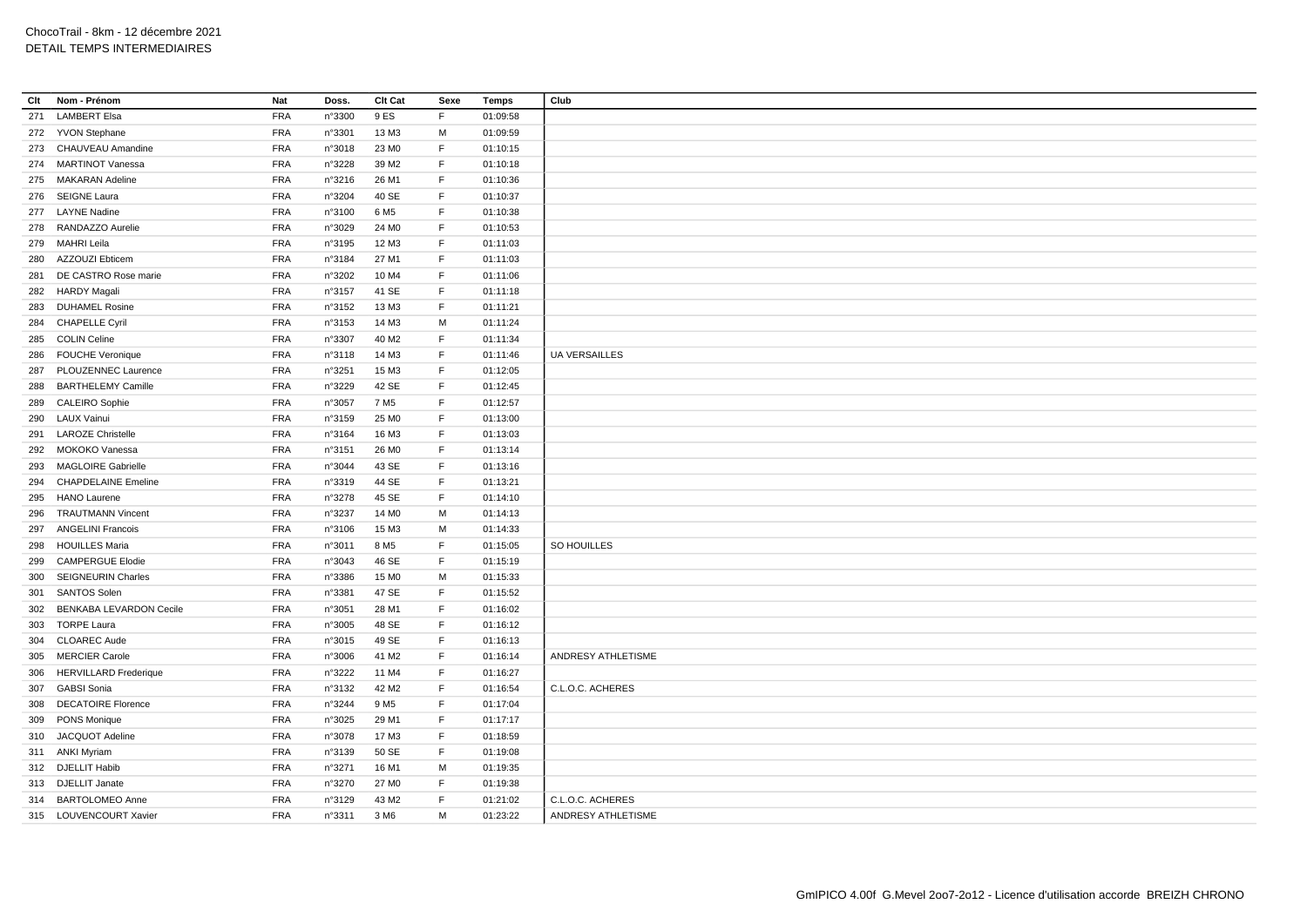ChocoTrail - 8km - 12 décembre 2021
DETAIL TEMPS INTERMEDIAIRES

| Clt | Nom - Prénom | Nat | Doss. | Clt Cat | Sexe | Temps | Club |
|---|---|---|---|---|---|---|---|
| 271 | LAMBERT Elsa | FRA | n°3300 | 9 ES | F | 01:09:58 | |
| 272 | YVON Stephane | FRA | n°3301 | 13 M3 | M | 01:09:59 | |
| 273 | CHAUVEAU Amandine | FRA | n°3018 | 23 M0 | F | 01:10:15 | |
| 274 | MARTINOT Vanessa | FRA | n°3228 | 39 M2 | F | 01:10:18 | |
| 275 | MAKARAN Adeline | FRA | n°3216 | 26 M1 | F | 01:10:36 | |
| 276 | SEIGNE Laura | FRA | n°3204 | 40 SE | F | 01:10:37 | |
| 277 | LAYNE Nadine | FRA | n°3100 | 6 M5 | F | 01:10:38 | |
| 278 | RANDAZZO Aurelie | FRA | n°3029 | 24 M0 | F | 01:10:53 | |
| 279 | MAHRI Leila | FRA | n°3195 | 12 M3 | F | 01:11:03 | |
| 280 | AZZOUZI Ebticem | FRA | n°3184 | 27 M1 | F | 01:11:03 | |
| 281 | DE CASTRO Rose marie | FRA | n°3202 | 10 M4 | F | 01:11:06 | |
| 282 | HARDY Magali | FRA | n°3157 | 41 SE | F | 01:11:18 | |
| 283 | DUHAMEL Rosine | FRA | n°3152 | 13 M3 | F | 01:11:21 | |
| 284 | CHAPELLE Cyril | FRA | n°3153 | 14 M3 | M | 01:11:24 | |
| 285 | COLIN Celine | FRA | n°3307 | 40 M2 | F | 01:11:34 | |
| 286 | FOUCHE Veronique | FRA | n°3118 | 14 M3 | F | 01:11:46 | UA VERSAILLES |
| 287 | PLOUZENNEC Laurence | FRA | n°3251 | 15 M3 | F | 01:12:05 | |
| 288 | BARTHELEMY Camille | FRA | n°3229 | 42 SE | F | 01:12:45 | |
| 289 | CALEIRO Sophie | FRA | n°3057 | 7 M5 | F | 01:12:57 | |
| 290 | LAUX Vainui | FRA | n°3159 | 25 M0 | F | 01:13:00 | |
| 291 | LAROZE Christelle | FRA | n°3164 | 16 M3 | F | 01:13:03 | |
| 292 | MOKOKO Vanessa | FRA | n°3151 | 26 M0 | F | 01:13:14 | |
| 293 | MAGLOIRE Gabrielle | FRA | n°3044 | 43 SE | F | 01:13:16 | |
| 294 | CHAPDELAINE Emeline | FRA | n°3319 | 44 SE | F | 01:13:21 | |
| 295 | HANO Laurene | FRA | n°3278 | 45 SE | F | 01:14:10 | |
| 296 | TRAUTMANN Vincent | FRA | n°3237 | 14 M0 | M | 01:14:13 | |
| 297 | ANGELINI Francois | FRA | n°3106 | 15 M3 | M | 01:14:33 | |
| 298 | HOUILLES Maria | FRA | n°3011 | 8 M5 | F | 01:15:05 | SO HOUILLES |
| 299 | CAMPERGUE Elodie | FRA | n°3043 | 46 SE | F | 01:15:19 | |
| 300 | SEIGNEURIN Charles | FRA | n°3386 | 15 M0 | M | 01:15:33 | |
| 301 | SANTOS Solen | FRA | n°3381 | 47 SE | F | 01:15:52 | |
| 302 | BENKABA LEVARDON Cecile | FRA | n°3051 | 28 M1 | F | 01:16:02 | |
| 303 | TORPE Laura | FRA | n°3005 | 48 SE | F | 01:16:12 | |
| 304 | CLOAREC Aude | FRA | n°3015 | 49 SE | F | 01:16:13 | |
| 305 | MERCIER Carole | FRA | n°3006 | 41 M2 | F | 01:16:14 | ANDRESY ATHLETISME |
| 306 | HERVILLARD Frederique | FRA | n°3222 | 11 M4 | F | 01:16:27 | |
| 307 | GABSI Sonia | FRA | n°3132 | 42 M2 | F | 01:16:54 | C.L.O.C. ACHERES |
| 308 | DECATOIRE Florence | FRA | n°3244 | 9 M5 | F | 01:17:04 | |
| 309 | PONS Monique | FRA | n°3025 | 29 M1 | F | 01:17:17 | |
| 310 | JACQUOT Adeline | FRA | n°3078 | 17 M3 | F | 01:18:59 | |
| 311 | ANKI Myriam | FRA | n°3139 | 50 SE | F | 01:19:08 | |
| 312 | DJELLIT Habib | FRA | n°3271 | 16 M1 | M | 01:19:35 | |
| 313 | DJELLIT Janate | FRA | n°3270 | 27 M0 | F | 01:19:38 | |
| 314 | BARTOLOMEO Anne | FRA | n°3129 | 43 M2 | F | 01:21:02 | C.L.O.C. ACHERES |
| 315 | LOUVENCOURT Xavier | FRA | n°3311 | 3 M6 | M | 01:23:22 | ANDRESY ATHLETISME |

GmIPICO 4.00f G.Mevel 2oo7-2o12 - Licence d'utilisation accorde BREIZH CHRONO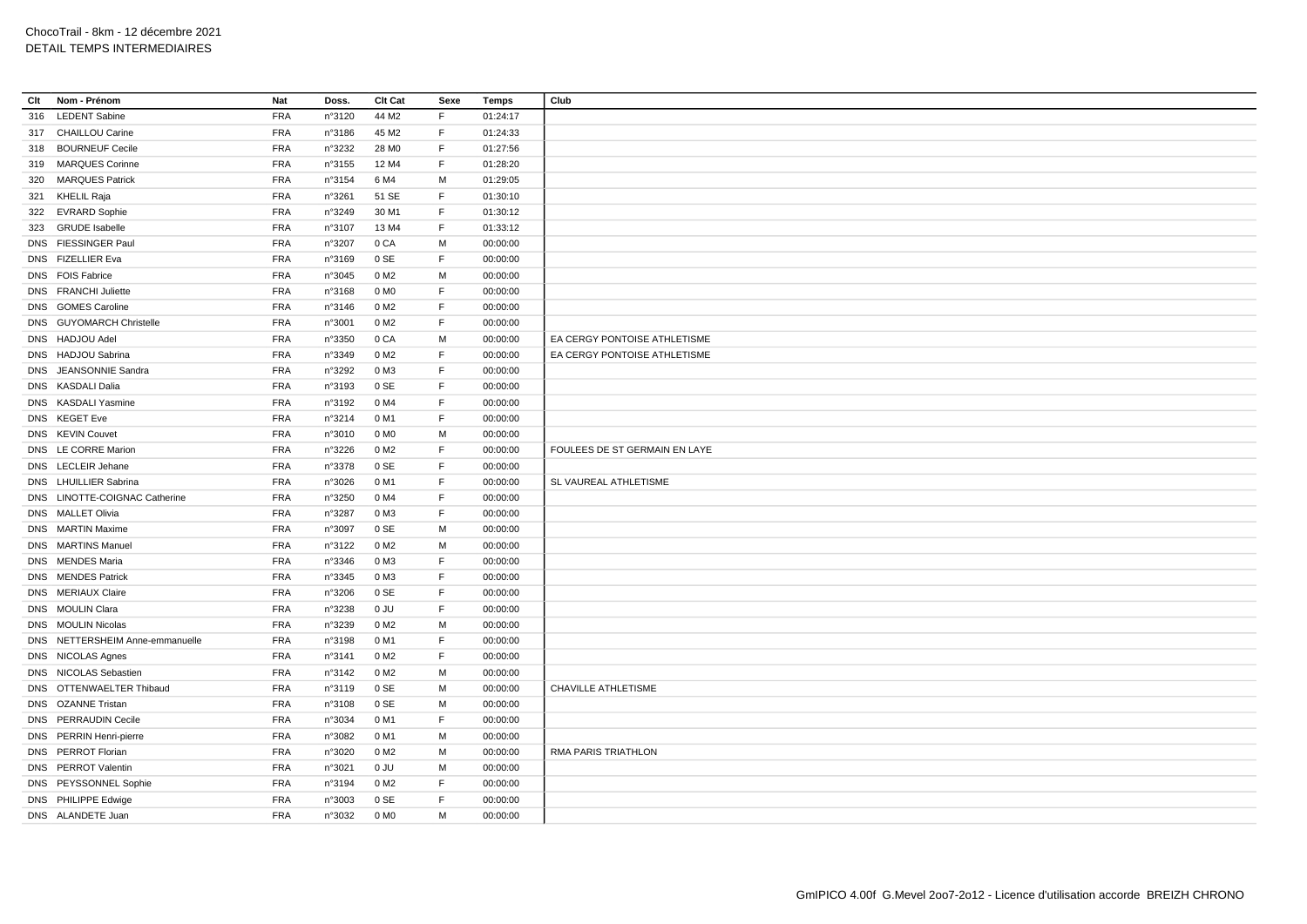ChocoTrail - 8km - 12 décembre 2021
DETAIL TEMPS INTERMEDIAIRES

| Clt | Nom - Prénom | Nat | Doss. | Clt Cat | Sexe | Temps | Club |
|---|---|---|---|---|---|---|---|
| 316 | LEDENT Sabine | FRA | n°3120 | 44 M2 | F | 01:24:17 | |
| 317 | CHAILLOU Carine | FRA | n°3186 | 45 M2 | F | 01:24:33 | |
| 318 | BOURNEUF Cecile | FRA | n°3232 | 28 M0 | F | 01:27:56 | |
| 319 | MARQUES Corinne | FRA | n°3155 | 12 M4 | F | 01:28:20 | |
| 320 | MARQUES Patrick | FRA | n°3154 | 6 M4 | M | 01:29:05 | |
| 321 | KHELIL Raja | FRA | n°3261 | 51 SE | F | 01:30:10 | |
| 322 | EVRARD Sophie | FRA | n°3249 | 30 M1 | F | 01:30:12 | |
| 323 | GRUDE Isabelle | FRA | n°3107 | 13 M4 | F | 01:33:12 | |
| DNS | FIESSINGER Paul | FRA | n°3207 | 0 CA | M | 00:00:00 | |
| DNS | FIZELLIER Eva | FRA | n°3169 | 0 SE | F | 00:00:00 | |
| DNS | FOIS Fabrice | FRA | n°3045 | 0 M2 | M | 00:00:00 | |
| DNS | FRANCHI Juliette | FRA | n°3168 | 0 M0 | F | 00:00:00 | |
| DNS | GOMES Caroline | FRA | n°3146 | 0 M2 | F | 00:00:00 | |
| DNS | GUYOMARCH Christelle | FRA | n°3001 | 0 M2 | F | 00:00:00 | |
| DNS | HADJOU Adel | FRA | n°3350 | 0 CA | M | 00:00:00 | EA CERGY PONTOISE ATHLETISME |
| DNS | HADJOU Sabrina | FRA | n°3349 | 0 M2 | F | 00:00:00 | EA CERGY PONTOISE ATHLETISME |
| DNS | JEANSONNIE Sandra | FRA | n°3292 | 0 M3 | F | 00:00:00 | |
| DNS | KASDALI Dalia | FRA | n°3193 | 0 SE | F | 00:00:00 | |
| DNS | KASDALI Yasmine | FRA | n°3192 | 0 M4 | F | 00:00:00 | |
| DNS | KEGET Eve | FRA | n°3214 | 0 M1 | F | 00:00:00 | |
| DNS | KEVIN Couvet | FRA | n°3010 | 0 M0 | M | 00:00:00 | |
| DNS | LE CORRE Marion | FRA | n°3226 | 0 M2 | F | 00:00:00 | FOULEES DE ST GERMAIN EN LAYE |
| DNS | LECLEIR Jehane | FRA | n°3378 | 0 SE | F | 00:00:00 | |
| DNS | LHUILLIER Sabrina | FRA | n°3026 | 0 M1 | F | 00:00:00 | SL VAUREAL ATHLETISME |
| DNS | LINOTTE-COIGNAC Catherine | FRA | n°3250 | 0 M4 | F | 00:00:00 | |
| DNS | MALLET Olivia | FRA | n°3287 | 0 M3 | F | 00:00:00 | |
| DNS | MARTIN Maxime | FRA | n°3097 | 0 SE | M | 00:00:00 | |
| DNS | MARTINS Manuel | FRA | n°3122 | 0 M2 | M | 00:00:00 | |
| DNS | MENDES Maria | FRA | n°3346 | 0 M3 | F | 00:00:00 | |
| DNS | MENDES Patrick | FRA | n°3345 | 0 M3 | F | 00:00:00 | |
| DNS | MERIAUX Claire | FRA | n°3206 | 0 SE | F | 00:00:00 | |
| DNS | MOULIN Clara | FRA | n°3238 | 0 JU | F | 00:00:00 | |
| DNS | MOULIN Nicolas | FRA | n°3239 | 0 M2 | M | 00:00:00 | |
| DNS | NETTERSHEIM Anne-emmanuelle | FRA | n°3198 | 0 M1 | F | 00:00:00 | |
| DNS | NICOLAS Agnes | FRA | n°3141 | 0 M2 | F | 00:00:00 | |
| DNS | NICOLAS Sebastien | FRA | n°3142 | 0 M2 | M | 00:00:00 | |
| DNS | OTTENWAELTER Thibaud | FRA | n°3119 | 0 SE | M | 00:00:00 | CHAVILLE ATHLETISME |
| DNS | OZANNE Tristan | FRA | n°3108 | 0 SE | M | 00:00:00 | |
| DNS | PERRAUDIN Cecile | FRA | n°3034 | 0 M1 | F | 00:00:00 | |
| DNS | PERRIN Henri-pierre | FRA | n°3082 | 0 M1 | M | 00:00:00 | |
| DNS | PERROT Florian | FRA | n°3020 | 0 M2 | M | 00:00:00 | RMA PARIS TRIATHLON |
| DNS | PERROT Valentin | FRA | n°3021 | 0 JU | M | 00:00:00 | |
| DNS | PEYSSONNEL Sophie | FRA | n°3194 | 0 M2 | F | 00:00:00 | |
| DNS | PHILIPPE Edwige | FRA | n°3003 | 0 SE | F | 00:00:00 | |
| DNS | ALANDETE Juan | FRA | n°3032 | 0 M0 | M | 00:00:00 | |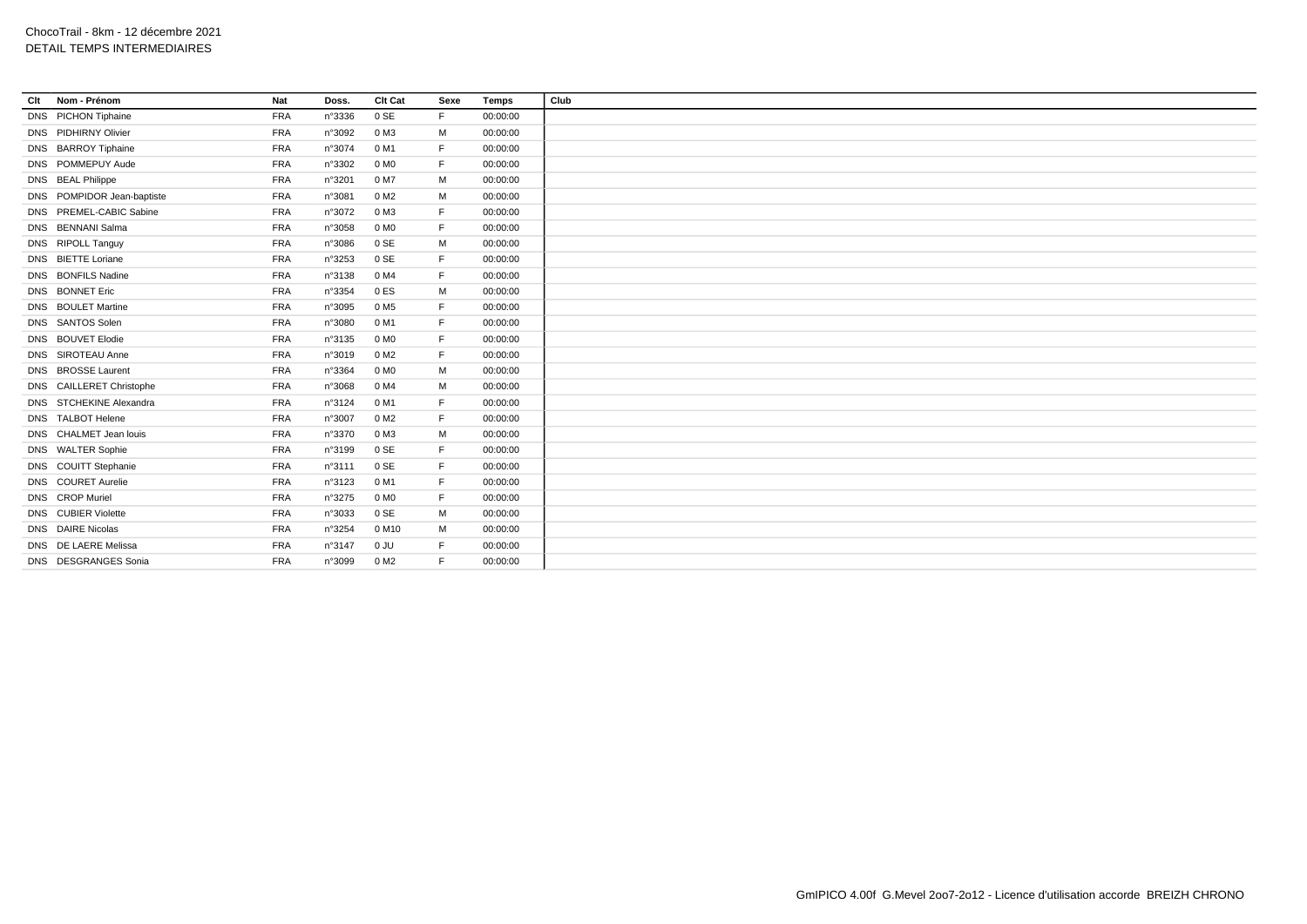ChocoTrail - 8km - 12 décembre 2021
DETAIL TEMPS INTERMEDIAIRES

| Clt | Nom - Prénom | Nat | Doss. | Clt Cat | Sexe | Temps | Club |
|---|---|---|---|---|---|---|---|
| DNS | PICHON Tiphaine | FRA | n°3336 | 0 SE | F | 00:00:00 | |
| DNS | PIDHIRNY Olivier | FRA | n°3092 | 0 M3 | M | 00:00:00 | |
| DNS | BARROY Tiphaine | FRA | n°3074 | 0 M1 | F | 00:00:00 | |
| DNS | POMMEPUY Aude | FRA | n°3302 | 0 M0 | F | 00:00:00 | |
| DNS | BEAL Philippe | FRA | n°3201 | 0 M7 | M | 00:00:00 | |
| DNS | POMPIDOR Jean-baptiste | FRA | n°3081 | 0 M2 | M | 00:00:00 | |
| DNS | PREMEL-CABIC Sabine | FRA | n°3072 | 0 M3 | F | 00:00:00 | |
| DNS | BENNANI Salma | FRA | n°3058 | 0 M0 | F | 00:00:00 | |
| DNS | RIPOLL Tanguy | FRA | n°3086 | 0 SE | M | 00:00:00 | |
| DNS | BIETTE Loriane | FRA | n°3253 | 0 SE | F | 00:00:00 | |
| DNS | BONFILS Nadine | FRA | n°3138 | 0 M4 | F | 00:00:00 | |
| DNS | BONNET Eric | FRA | n°3354 | 0 ES | M | 00:00:00 | |
| DNS | BOULET Martine | FRA | n°3095 | 0 M5 | F | 00:00:00 | |
| DNS | SANTOS Solen | FRA | n°3080 | 0 M1 | F | 00:00:00 | |
| DNS | BOUVET Elodie | FRA | n°3135 | 0 M0 | F | 00:00:00 | |
| DNS | SIROTEAU Anne | FRA | n°3019 | 0 M2 | F | 00:00:00 | |
| DNS | BROSSE Laurent | FRA | n°3364 | 0 M0 | M | 00:00:00 | |
| DNS | CAILLERET Christophe | FRA | n°3068 | 0 M4 | M | 00:00:00 | |
| DNS | STCHEKINE Alexandra | FRA | n°3124 | 0 M1 | F | 00:00:00 | |
| DNS | TALBOT Helene | FRA | n°3007 | 0 M2 | F | 00:00:00 | |
| DNS | CHALMET Jean louis | FRA | n°3370 | 0 M3 | M | 00:00:00 | |
| DNS | WALTER Sophie | FRA | n°3199 | 0 SE | F | 00:00:00 | |
| DNS | COUITT Stephanie | FRA | n°3111 | 0 SE | F | 00:00:00 | |
| DNS | COURET Aurelie | FRA | n°3123 | 0 M1 | F | 00:00:00 | |
| DNS | CROP Muriel | FRA | n°3275 | 0 M0 | F | 00:00:00 | |
| DNS | CUBIER Violette | FRA | n°3033 | 0 SE | M | 00:00:00 | |
| DNS | DAIRE Nicolas | FRA | n°3254 | 0 M10 | M | 00:00:00 | |
| DNS | DE LAERE Melissa | FRA | n°3147 | 0 JU | F | 00:00:00 | |
| DNS | DESGRANGES Sonia | FRA | n°3099 | 0 M2 | F | 00:00:00 | |

GmIPICO 4.00f G.Mevel 2oo7-2o12 - Licence d'utilisation accorde BREIZH CHRONO